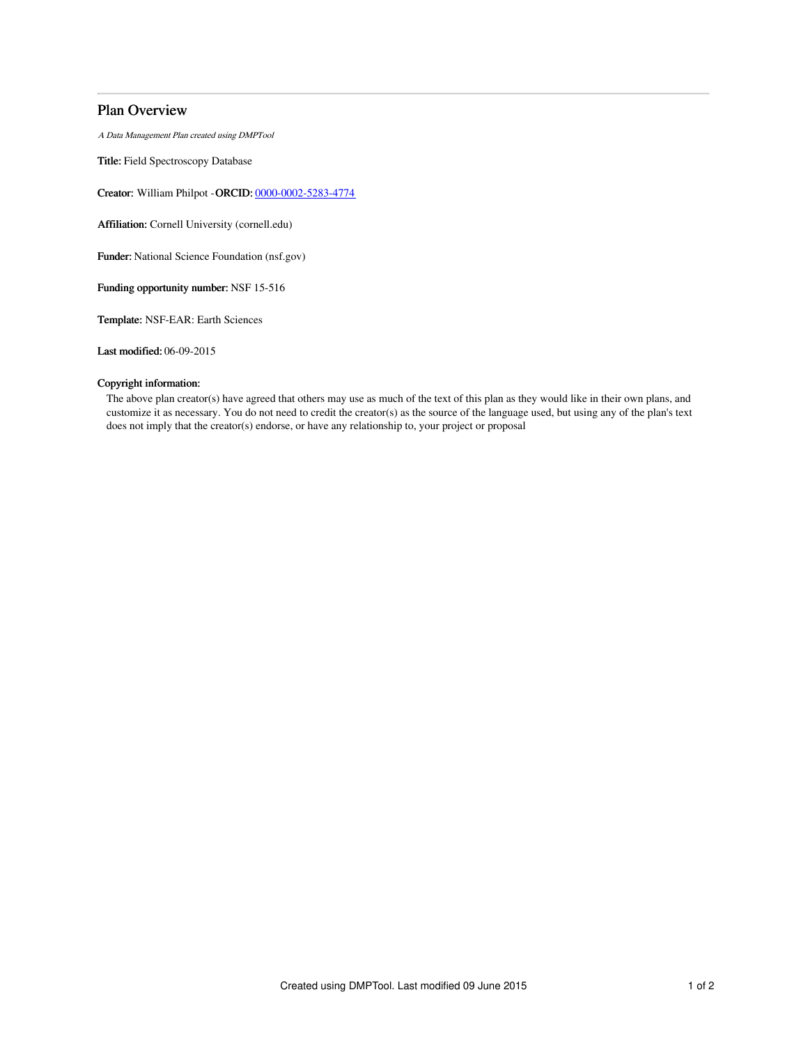# Plan Overview

*A Data Management Plan created using DMPTool*

**Title:** Field Spectroscopy Database

**Creator:** William Philpot -**ORCID:** [0000-0002-5283-4774](https://orcid.org/0000-0002-5283-4774)

**Affiliation:** Cornell University (cornell.edu)

**Funder:** National Science Foundation (nsf.gov)

**Funding opportunity number:** NSF 15-516

**Template:** NSF-EAR: Earth Sciences

**Last modified:** 06-09-2015

**Copyright information:**

The above plan creator(s) have agreed that others may use as much of the text of this plan as they would like in their own plans, and customize it as necessary. You do not need to credit the creator(s) as the source of the language used, but using any of the plan's text does not imply that the creator(s) endorse, or have any relationship to, your project or proposal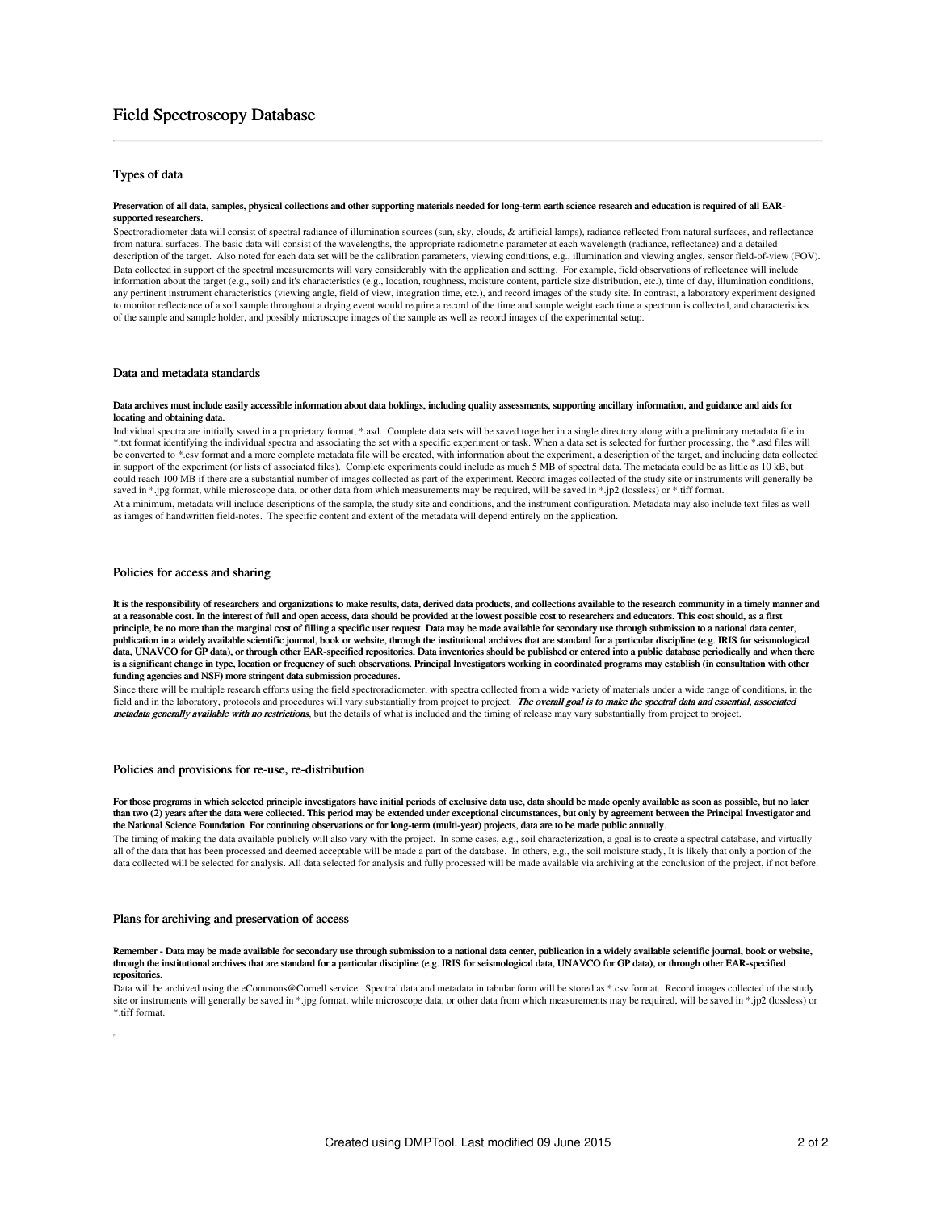# Field Spectroscopy Database

## Types of data

**Preservation of all data, samples, physical collections and other supporting materials needed for long-term earth science research and education is required of all EAR-supported researchers.**

Spectroradiometer data will consist of spectral radiance of illumination sources (sun, sky, clouds, & artificial lamps), radiance reflected from natural surfaces, and reflectance from natural surfaces. The basic data will consist of the wavelengths, the appropriate radiometric parameter at each wavelength (radiance, reflectance) and a detailed description of the target. Also noted for each data set will be the calibration parameters, viewing conditions, e.g., illumination and viewing angles, sensor field-of-view (FOV).

Data collected in support of the spectral measurements will vary considerably with the application and setting. For example, field observations of reflectance will include information about the target (e.g., soil) and it's characteristics (e.g., location, roughness, moisture content, particle size distribution, etc.), time of day, illumination conditions, any pertinent instrument characteristics (viewing angle, field of view, integration time, etc.), and record images of the study site. In contrast, a laboratory experiment designed to monitor reflectance of a soil sample throughout a drying event would require a record of the time and sample weight each time a spectrum is collected, and characteristics of the sample and sample holder, and possibly microscope images of the sample as well as record images of the experimental setup.

## Data and metadata standards

**Data archives must include easily accessible information about data holdings, including quality assessments, supporting ancillary information, and guidance and aids for locating and obtaining data.**

Individual spectra are initially saved in a proprietary format, *.asd. Complete data sets will be saved together in a single directory along with a preliminary metadata file in *.txt format identifying the individual spectra and associating the set with a specific experiment or task. When a data set is selected for further processing, the *.asd files will be converted to *.csv format and a more complete metadata file will be created, with information about the experiment, a description of the target, and including data collected in support of the experiment (or lists of associated files). Complete experiments could include as much 5 MB of spectral data. The metadata could be as little as 10 kB, but could reach 100 MB if there are a substantial number of images collected as part of the experiment. Record images collected of the study site or instruments will generally be saved in *.jpg format, while microscope data, or other data from which measurements may be required, will be saved in *.jp2 (lossless) or *.tiff format.

At a minimum, metadata will include descriptions of the sample, the study site and conditions, and the instrument configuration. Metadata may also include text files as well as iamges of handwritten field-notes. The specific content and extent of the metadata will depend entirely on the application.

## Policies for access and sharing

**It is the responsibility of researchers and organizations to make results, data, derived data products, and collections available to the research community in a timely manner and at a reasonable cost. In the interest of full and open access, data should be provided at the lowest possible cost to researchers and educators. This cost should, as a first principle, be no more than the marginal cost of filling a specific user request. Data may be made available for secondary use through submission to a national data center, publication in a widely available scientific journal, book or website, through the institutional archives that are standard for a particular discipline (e.g. IRIS for seismological data, UNAVCO for GP data), or through other EAR-specified repositories. Data inventories should be published or entered into a public database periodically and when there is a significant change in type, location or frequency of such observations. Principal Investigators working in coordinated programs may establish (in consultation with other funding agencies and NSF) more stringent data submission procedures.**

Since there will be multiple research efforts using the field spectroradiometer, with spectra collected from a wide variety of materials under a wide range of conditions, in the field and in the laboratory, protocols and procedures will vary substantially from project to project. ***The overall goal is to make the spectral data and essential, associated metadata generally available with no restrictions***, but the details of what is included and the timing of release may vary substantially from project to project.

## Policies and provisions for re-use, re-distribution

**For those programs in which selected principle investigators have initial periods of exclusive data use, data should be made openly available as soon as possible, but no later than two (2) years after the data were collected. This period may be extended under exceptional circumstances, but only by agreement between the Principal Investigator and the National Science Foundation. For continuing observations or for long-term (multi-year) projects, data are to be made public annually.**

The timing of making the data available publicly will also vary with the project. In some cases, e.g., soil characterization, a goal is to create a spectral database, and virtually all of the data that has been processed and deemed acceptable will be made a part of the database. In others, e.g., the soil moisture study, It is likely that only a portion of the data collected will be selected for analysis. All data selected for analysis and fully processed will be made available via archiving at the conclusion of the project, if not before.

## Plans for archiving and preservation of access

**Remember - Data may be made available for secondary use through submission to a national data center, publication in a widely available scientific journal, book or website, through the institutional archives that are standard for a particular discipline (e.g. IRIS for seismological data, UNAVCO for GP data), or through other EAR-specified repositories.**

Data will be archived using the eCommons@Cornell service. Spectral data and metadata in tabular form will be stored as *.csv format. Record images collected of the study site or instruments will generally be saved in *.jpg format, while microscope data, or other data from which measurements may be required, will be saved in *.jp2 (lossless) or *.tiff format.